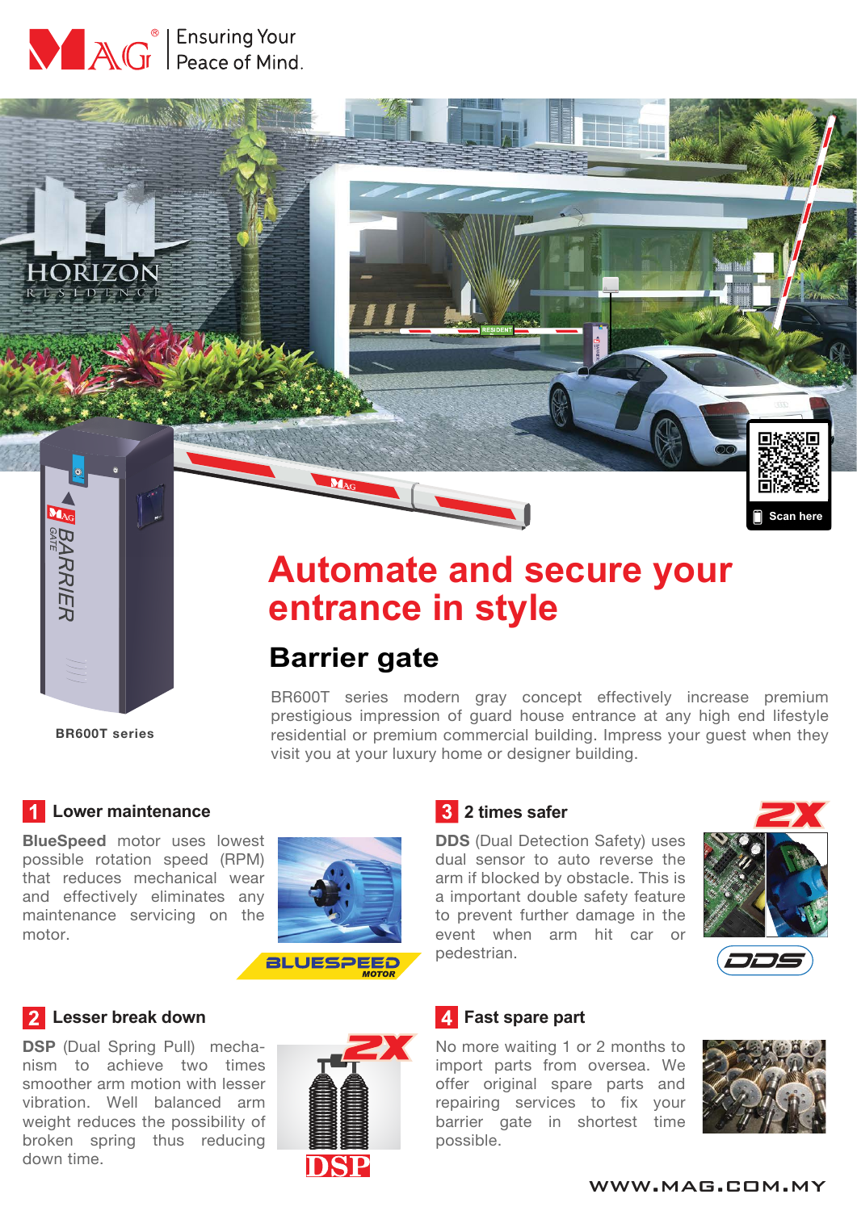Ensuring Your Peace of Mind.

Scan here

BR600T series

# Automate and secure your entrance in style

## Barrier gate

BR600T series modern gray concept effectively increase premium prestigious impression of guard house entrance at any high end lifestyle residential or premium commercial building. Impress your guest when they visit you at your luxury home or designer building.

### 1 Lower maintenance

**BlueSpeed** motor uses lowest possible rotation speed (RPM) that reduces mechanical wear and effectively eliminates any maintenance servicing on the motor.

BLUESPEED MOTOR

### 2 Lesser break down

**DSP** (Dual Spring Pull) mechanism to achieve two times smoother arm motion with lesser vibration. Well balanced arm weight reduces the possibility of broken spring thus reducing down time.

2X DSP

### 3 2 times safer

**DDS** (Dual Detection Safety) uses dual sensor to auto reverse the arm if blocked by obstacle. This is a important double safety feature to prevent further damage in the event when arm hit car or pedestrian.

2X DDS

### 4 Fast spare part

No more waiting 1 or 2 months to import parts from oversea. We offer original spare parts and repairing services to fix your barrier gate in shortest time possible.

WWW.MAG.COM.MY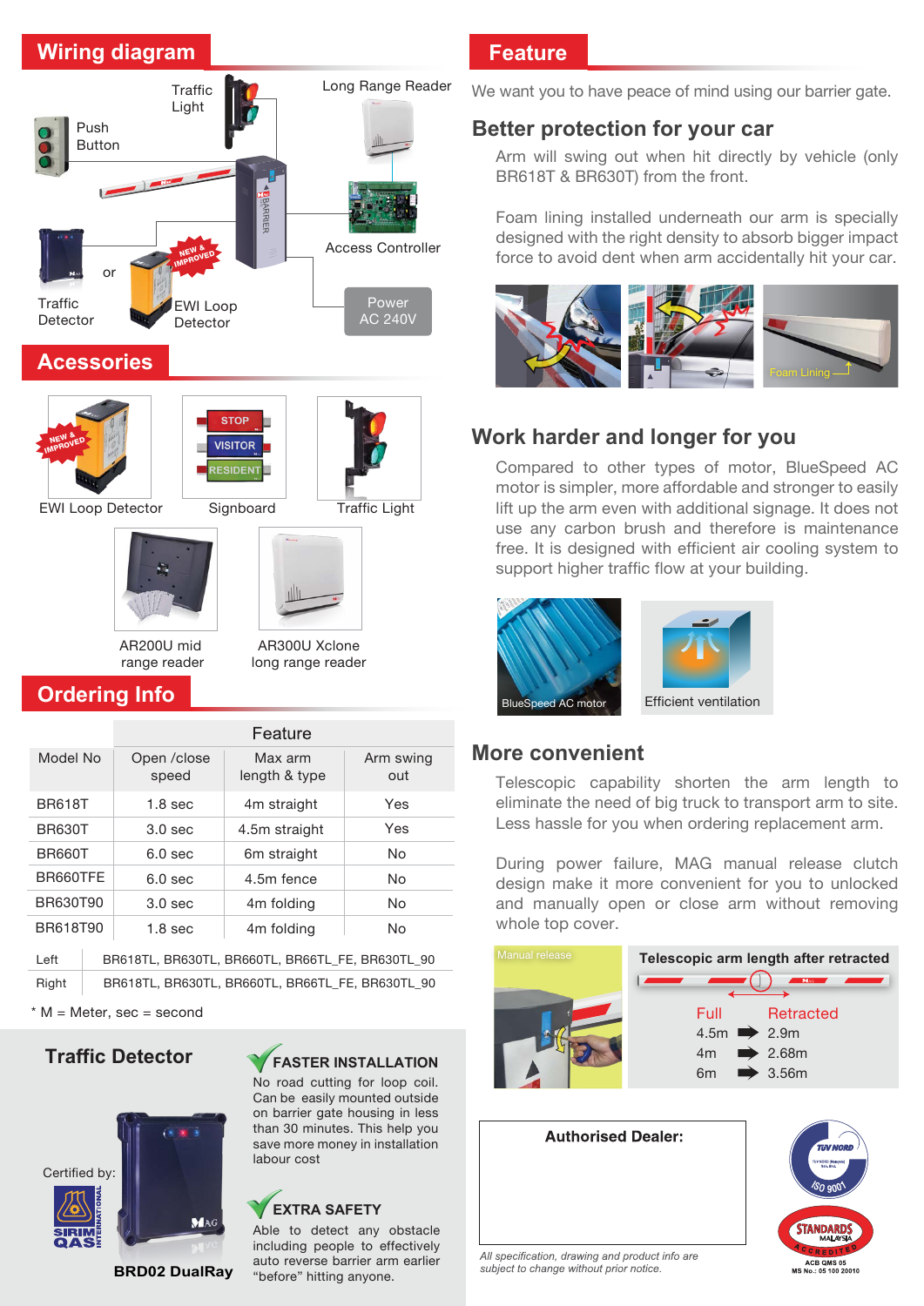## Wiring diagram

Traffic Light

Long Range Reader

Push Button

Access Controller

Traffic Detector

or

EWI Loop Detector

Power AC 240V

## Accessories

EWI Loop Detector

Signboard

Traffic Light

AR200U mid range reader

AR300U Xclone long range reader

## Ordering Info

| | Feature | | |
|---|---|---|---|
| Model No | Open /close speed | Max arm length & type | Arm swing out |
| BR618T | 1.8 sec | 4m straight | Yes |
| BR630T | 3.0 sec | 4.5m straight | Yes |
| BR660T | 6.0 sec | 6m straight | No |
| BR660TFE | 6.0 sec | 4.5m fence | No |
| BR630T90 | 3.0 sec | 4m folding | No |
| BR618T90 | 1.8 sec | 4m folding | No |

| | |
|---|---|
| Left | BR618TL, BR630TL, BR660TL, BR66TL_FE, BR630TL_90 |
| Right | BR618TL, BR630TL, BR660TL, BR66TL_FE, BR630TL_90 |

* M = Meter, sec = second

### Traffic Detector

Certified by:

BRD02 DualRay

**FASTER INSTALLATION**

No road cutting for loop coil. Can be easily mounted outside on barrier gate housing in less than 30 minutes. This help you save more money in installation labour cost

**EXTRA SAFETY**

Able to detect any obstacle including people to effectively auto reverse barrier arm earlier "before" hitting anyone.

## Feature

We want you to have peace of mind using our barrier gate.

### Better protection for your car

Arm will swing out when hit directly by vehicle (only BR618T & BR630T) from the front.

Foam lining installed underneath our arm is specially designed with the right density to absorb bigger impact force to avoid dent when arm accidentally hit your car.

Foam Lining

### Work harder and longer for you

Compared to other types of motor, BlueSpeed AC motor is simpler, more affordable and stronger to easily lift up the arm even with additional signage. It does not use any carbon brush and therefore is maintenance free. It is designed with efficient air cooling system to support higher traffic flow at your building.

BlueSpeed AC motor

Efficient ventilation

### More convenient

Telescopic capability shorten the arm length to eliminate the need of big truck to transport arm to site. Less hassle for you when ordering replacement arm.

During power failure, MAG manual release clutch design make it more convenient for you to unlocked and manually open or close arm without removing whole top cover.

Manual release

**Telescopic arm length after retracted**

| Full | Retracted |
|---|---|
| 4.5m | 2.9m |
| 4m | 2.68m |
| 6m | 3.56m |

**Authorised Dealer:**

*All specification, drawing and product info are subject to change without prior notice.*

ACB QMS 05
MS No.: 05 100 20010